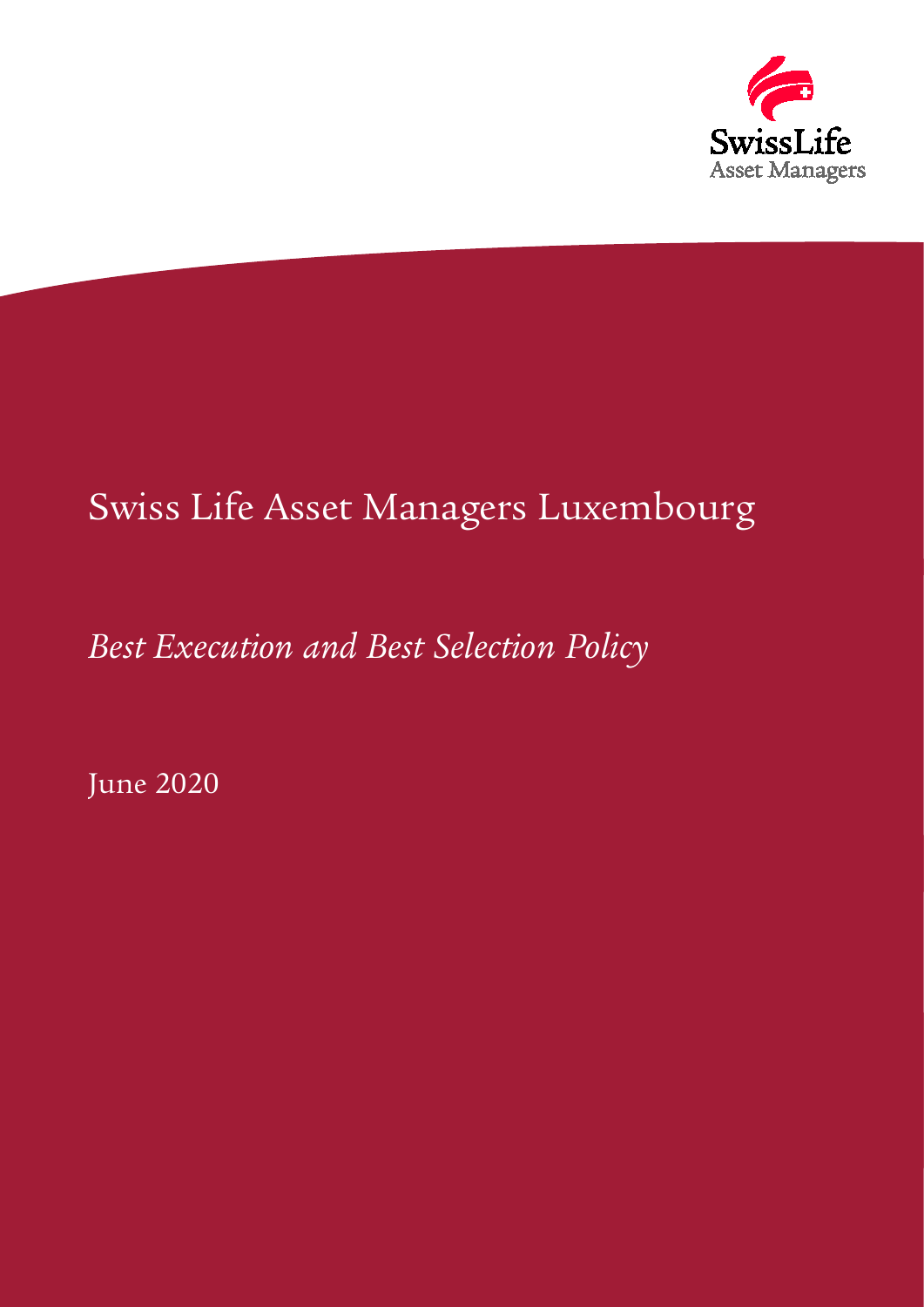SwissLife
Asset Managers

# Swiss Life Asset Managers Luxembourg

## *Best Execution and Best Selection Policy*

June 2020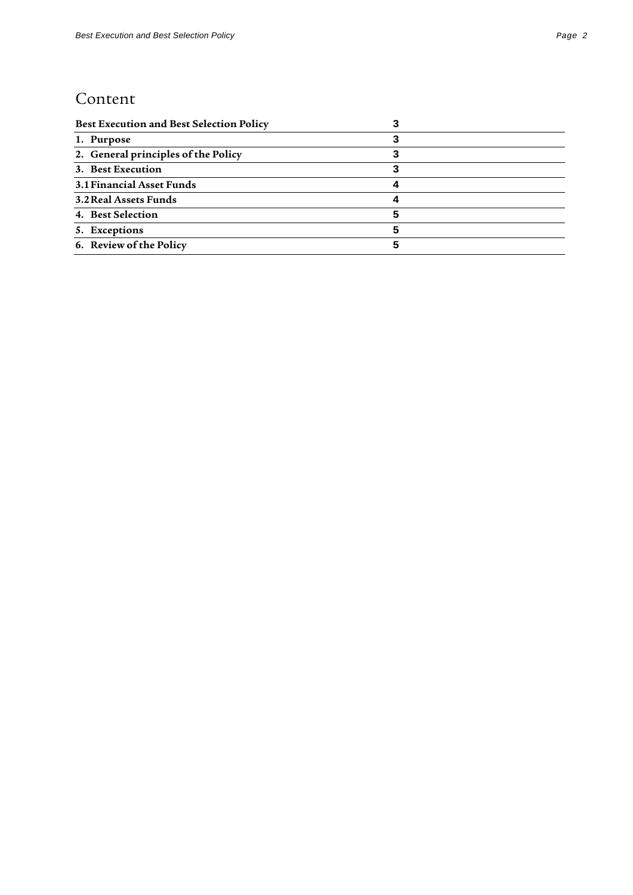# Content

| **Best Execution and Best Selection Policy** | 3 |
|---|---|
| **1. Purpose** | 3 |
| **2. General principles of the Policy** | 3 |
| **3. Best Execution** | 3 |
| **3.1 Financial Asset Funds** | 4 |
| **3.2 Real Assets Funds** | 4 |
| **4. Best Selection** | 5 |
| **5. Exceptions** | 5 |
| **6. Review of the Policy** | 5 |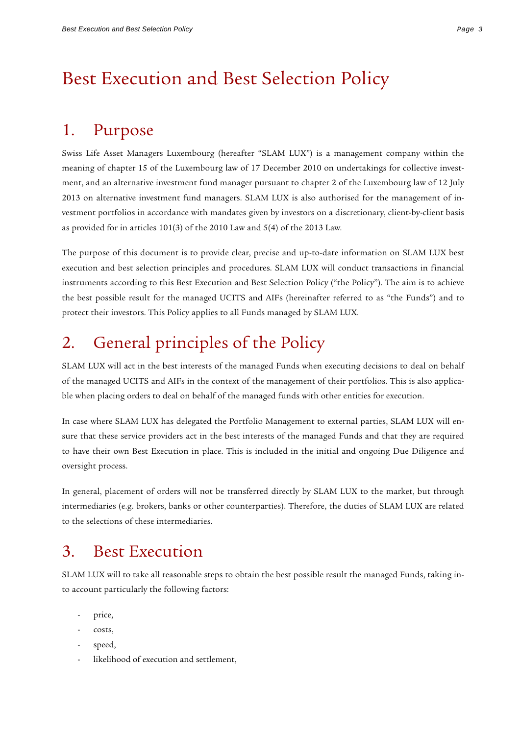# Best Execution and Best Selection Policy

## 1. Purpose

Swiss Life Asset Managers Luxembourg (hereafter "SLAM LUX") is a management company within the meaning of chapter 15 of the Luxembourg law of 17 December 2010 on undertakings for collective investment, and an alternative investment fund manager pursuant to chapter 2 of the Luxembourg law of 12 July 2013 on alternative investment fund managers. SLAM LUX is also authorised for the management of investment portfolios in accordance with mandates given by investors on a discretionary, client-by-client basis as provided for in articles 101(3) of the 2010 Law and 5(4) of the 2013 Law.

The purpose of this document is to provide clear, precise and up-to-date information on SLAM LUX best execution and best selection principles and procedures. SLAM LUX will conduct transactions in financial instruments according to this Best Execution and Best Selection Policy ("the Policy"). The aim is to achieve the best possible result for the managed UCITS and AIFs (hereinafter referred to as "the Funds") and to protect their investors. This Policy applies to all Funds managed by SLAM LUX.

## 2. General principles of the Policy

SLAM LUX will act in the best interests of the managed Funds when executing decisions to deal on behalf of the managed UCITS and AIFs in the context of the management of their portfolios. This is also applicable when placing orders to deal on behalf of the managed funds with other entities for execution.

In case where SLAM LUX has delegated the Portfolio Management to external parties, SLAM LUX will ensure that these service providers act in the best interests of the managed Funds and that they are required to have their own Best Execution in place. This is included in the initial and ongoing Due Diligence and oversight process.

In general, placement of orders will not be transferred directly by SLAM LUX to the market, but through intermediaries (e.g. brokers, banks or other counterparties). Therefore, the duties of SLAM LUX are related to the selections of these intermediaries.

## 3. Best Execution

SLAM LUX will to take all reasonable steps to obtain the best possible result the managed Funds, taking into account particularly the following factors:

- price,
- costs,
- speed,
- likelihood of execution and settlement,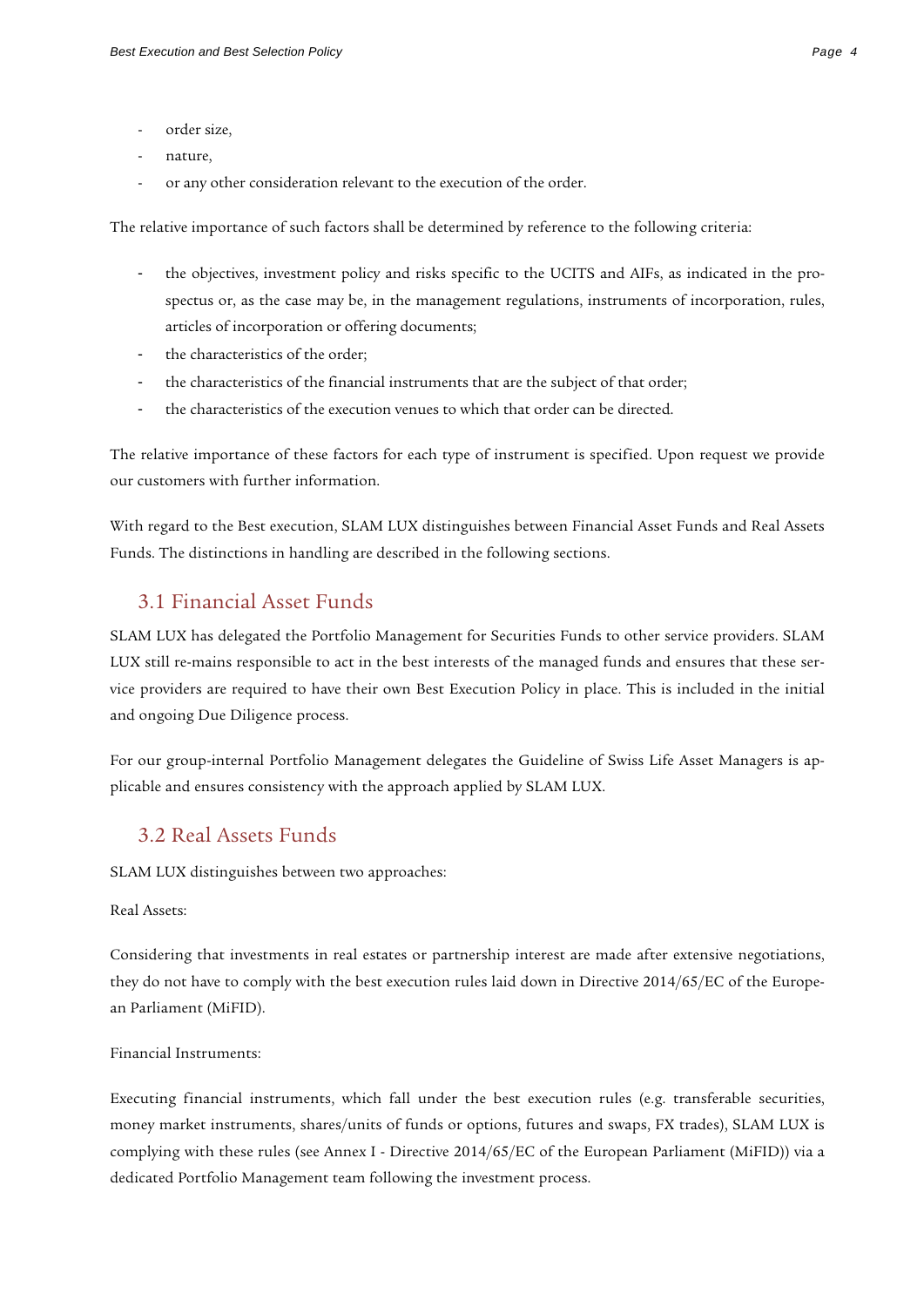- order size,
- nature,
- or any other consideration relevant to the execution of the order.

The relative importance of such factors shall be determined by reference to the following criteria:

- the objectives, investment policy and risks specific to the UCITS and AIFs, as indicated in the prospectus or, as the case may be, in the management regulations, instruments of incorporation, rules, articles of incorporation or offering documents;
- the characteristics of the order;
- the characteristics of the financial instruments that are the subject of that order;
- the characteristics of the execution venues to which that order can be directed.

The relative importance of these factors for each type of instrument is specified. Upon request we provide our customers with further information.

With regard to the Best execution, SLAM LUX distinguishes between Financial Asset Funds and Real Assets Funds. The distinctions in handling are described in the following sections.

## 3.1 Financial Asset Funds

SLAM LUX has delegated the Portfolio Management for Securities Funds to other service providers. SLAM LUX still re-mains responsible to act in the best interests of the managed funds and ensures that these service providers are required to have their own Best Execution Policy in place. This is included in the initial and ongoing Due Diligence process.

For our group-internal Portfolio Management delegates the Guideline of Swiss Life Asset Managers is applicable and ensures consistency with the approach applied by SLAM LUX.

## 3.2 Real Assets Funds

SLAM LUX distinguishes between two approaches:

Real Assets:

Considering that investments in real estates or partnership interest are made after extensive negotiations, they do not have to comply with the best execution rules laid down in Directive 2014/65/EC of the European Parliament (MiFID).

Financial Instruments:

Executing financial instruments, which fall under the best execution rules (e.g. transferable securities, money market instruments, shares/units of funds or options, futures and swaps, FX trades), SLAM LUX is complying with these rules (see Annex I - Directive 2014/65/EC of the European Parliament (MiFID)) via a dedicated Portfolio Management team following the investment process.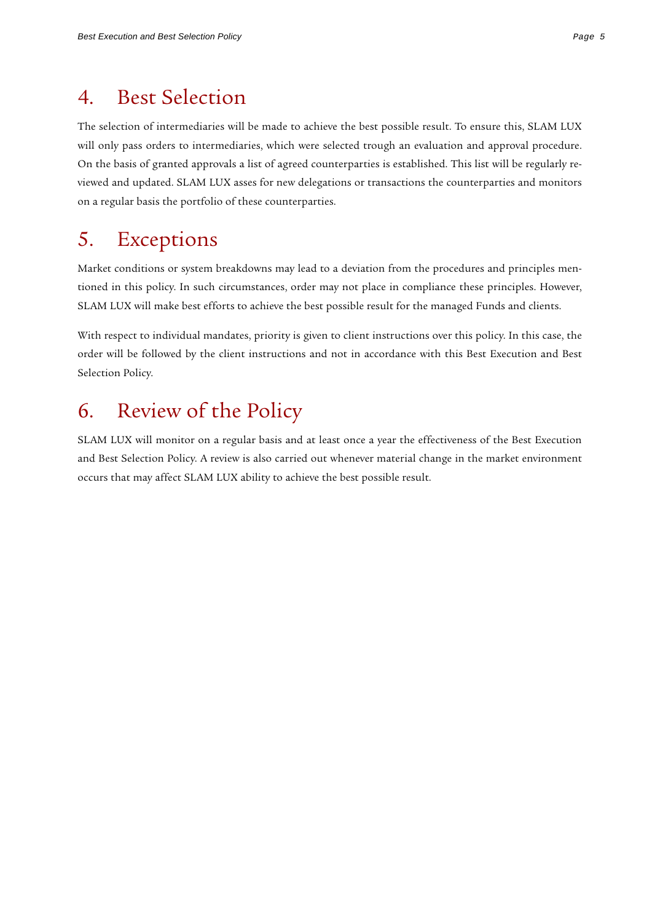## 4. Best Selection

The selection of intermediaries will be made to achieve the best possible result. To ensure this, SLAM LUX will only pass orders to intermediaries, which were selected trough an evaluation and approval procedure. On the basis of granted approvals a list of agreed counterparties is established. This list will be regularly reviewed and updated. SLAM LUX asses for new delegations or transactions the counterparties and monitors on a regular basis the portfolio of these counterparties.

## 5. Exceptions

Market conditions or system breakdowns may lead to a deviation from the procedures and principles mentioned in this policy. In such circumstances, order may not place in compliance these principles. However, SLAM LUX will make best efforts to achieve the best possible result for the managed Funds and clients.

With respect to individual mandates, priority is given to client instructions over this policy. In this case, the order will be followed by the client instructions and not in accordance with this Best Execution and Best Selection Policy.

## 6. Review of the Policy

SLAM LUX will monitor on a regular basis and at least once a year the effectiveness of the Best Execution and Best Selection Policy. A review is also carried out whenever material change in the market environment occurs that may affect SLAM LUX ability to achieve the best possible result.